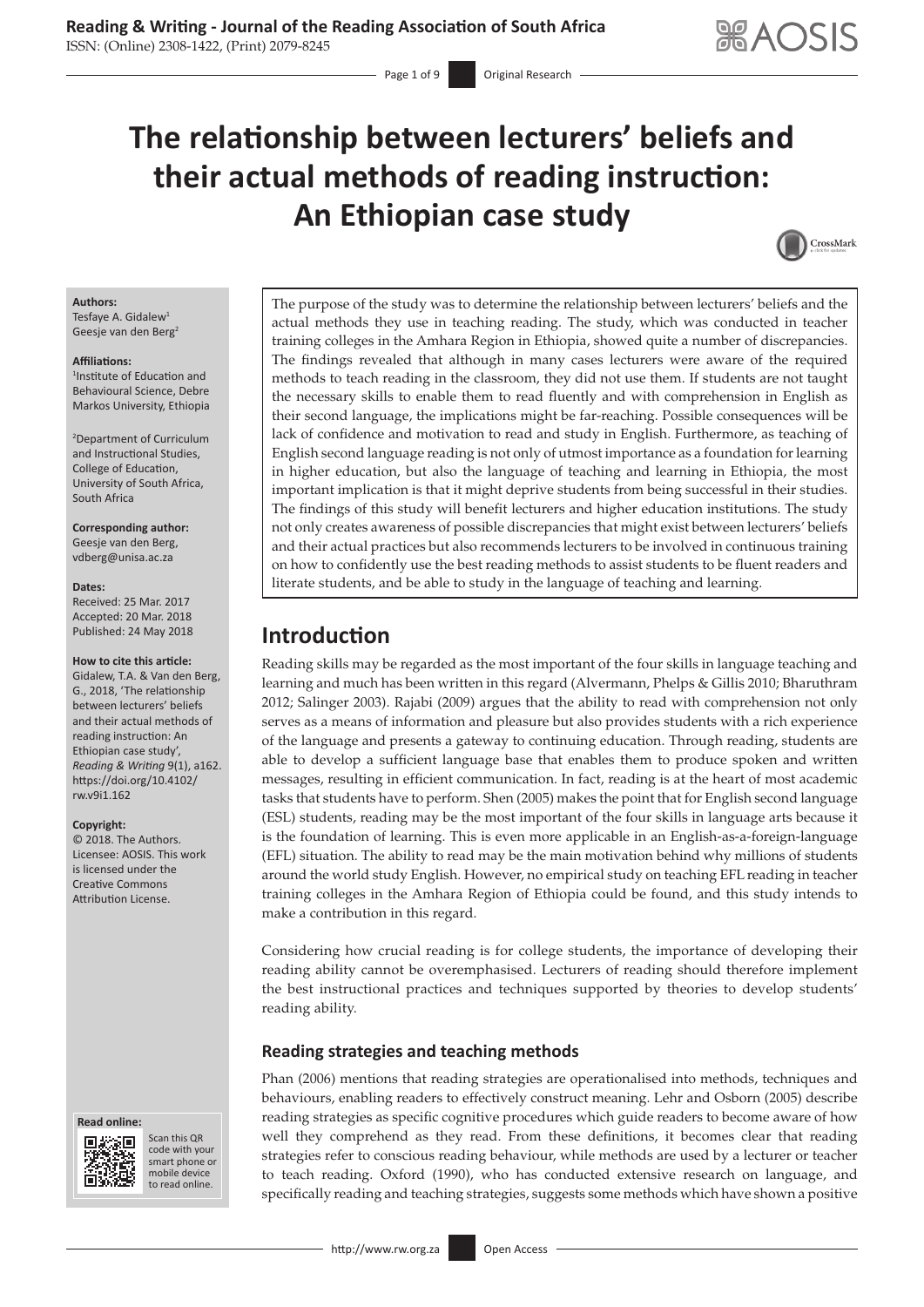# The relationship between lecturers' beliefs and their actual methods of reading instruction: An Ethiopian case study

**Authors:**
Tesfaye A. Gidalew[1]
Geesje van den Berg[2]

**Affiliations:**
[1]Institute of Education and Behavioural Science, Debre Markos University, Ethiopia

[2]Department of Curriculum and Instructional Studies, College of Education, University of South Africa, South Africa

**Corresponding author:**
Geesje van den Berg,
vdberg@unisa.ac.za

**Dates:**
Received: 25 Mar. 2017
Accepted: 20 Mar. 2018
Published: 24 May 2018

**How to cite this article:**
Gidalew, T.A. & Van den Berg, G., 2018, 'The relationship between lecturers' beliefs and their actual methods of reading instruction: An Ethiopian case study', *Reading & Writing* 9(1), a162. https://doi.org/10.4102/rw.v9i1.162

**Copyright:**
© 2018. The Authors. Licensee: AOSIS. This work is licensed under the Creative Commons Attribution License.

**Read online:**
Scan this QR code with your smart phone or mobile device to read online.

The purpose of the study was to determine the relationship between lecturers' beliefs and the actual methods they use in teaching reading. The study, which was conducted in teacher training colleges in the Amhara Region in Ethiopia, showed quite a number of discrepancies. The findings revealed that although in many cases lecturers were aware of the required methods to teach reading in the classroom, they did not use them. If students are not taught the necessary skills to enable them to read fluently and with comprehension in English as their second language, the implications might be far-reaching. Possible consequences will be lack of confidence and motivation to read and study in English. Furthermore, as teaching of English second language reading is not only of utmost importance as a foundation for learning in higher education, but also the language of teaching and learning in Ethiopia, the most important implication is that it might deprive students from being successful in their studies. The findings of this study will benefit lecturers and higher education institutions. The study not only creates awareness of possible discrepancies that might exist between lecturers' beliefs and their actual practices but also recommends lecturers to be involved in continuous training on how to confidently use the best reading methods to assist students to be fluent readers and literate students, and be able to study in the language of teaching and learning.

## Introduction

Reading skills may be regarded as the most important of the four skills in language teaching and learning and much has been written in this regard (Alvermann, Phelps & Gillis 2010; Bharuthram 2012; Salinger 2003). Rajabi (2009) argues that the ability to read with comprehension not only serves as a means of information and pleasure but also provides students with a rich experience of the language and presents a gateway to continuing education. Through reading, students are able to develop a sufficient language base that enables them to produce spoken and written messages, resulting in efficient communication. In fact, reading is at the heart of most academic tasks that students have to perform. Shen (2005) makes the point that for English second language (ESL) students, reading may be the most important of the four skills in language arts because it is the foundation of learning. This is even more applicable in an English-as-a-foreign-language (EFL) situation. The ability to read may be the main motivation behind why millions of students around the world study English. However, no empirical study on teaching EFL reading in teacher training colleges in the Amhara Region of Ethiopia could be found, and this study intends to make a contribution in this regard.

Considering how crucial reading is for college students, the importance of developing their reading ability cannot be overemphasised. Lecturers of reading should therefore implement the best instructional practices and techniques supported by theories to develop students' reading ability.

### Reading strategies and teaching methods

Phan (2006) mentions that reading strategies are operationalised into methods, techniques and behaviours, enabling readers to effectively construct meaning. Lehr and Osborn (2005) describe reading strategies as specific cognitive procedures which guide readers to become aware of how well they comprehend as they read. From these definitions, it becomes clear that reading strategies refer to conscious reading behaviour, while methods are used by a lecturer or teacher to teach reading. Oxford (1990), who has conducted extensive research on language, and specifically reading and teaching strategies, suggests some methods which have shown a positive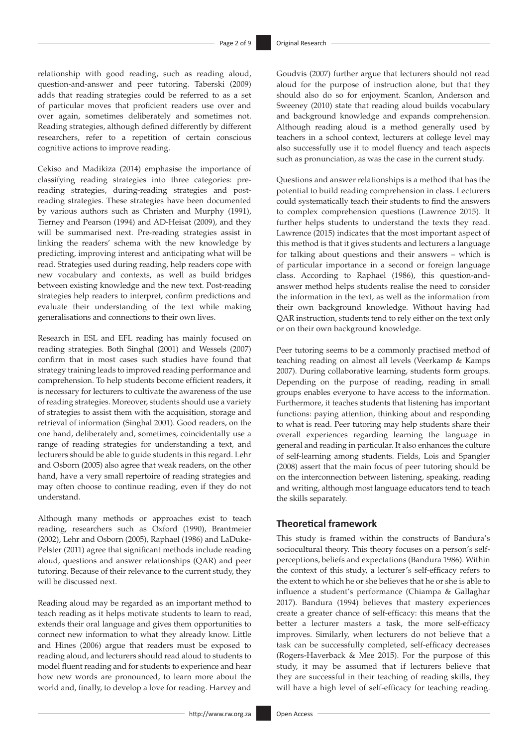relationship with good reading, such as reading aloud, question-and-answer and peer tutoring. Taberski (2009) adds that reading strategies could be referred to as a set of particular moves that proficient readers use over and over again, sometimes deliberately and sometimes not. Reading strategies, although defined differently by different researchers, refer to a repetition of certain conscious cognitive actions to improve reading.

Cekiso and Madikiza (2014) emphasise the importance of classifying reading strategies into three categories: pre-reading strategies, during-reading strategies and post-reading strategies. These strategies have been documented by various authors such as Christen and Murphy (1991), Tierney and Pearson (1994) and AD-Heisat (2009), and they will be summarised next. Pre-reading strategies assist in linking the readers' schema with the new knowledge by predicting, improving interest and anticipating what will be read. Strategies used during reading, help readers cope with new vocabulary and contexts, as well as build bridges between existing knowledge and the new text. Post-reading strategies help readers to interpret, confirm predictions and evaluate their understanding of the text while making generalisations and connections to their own lives.

Research in ESL and EFL reading has mainly focused on reading strategies. Both Singhal (2001) and Wessels (2007) confirm that in most cases such studies have found that strategy training leads to improved reading performance and comprehension. To help students become efficient readers, it is necessary for lecturers to cultivate the awareness of the use of reading strategies. Moreover, students should use a variety of strategies to assist them with the acquisition, storage and retrieval of information (Singhal 2001). Good readers, on the one hand, deliberately and, sometimes, coincidentally use a range of reading strategies for understanding a text, and lecturers should be able to guide students in this regard. Lehr and Osborn (2005) also agree that weak readers, on the other hand, have a very small repertoire of reading strategies and may often choose to continue reading, even if they do not understand.

Although many methods or approaches exist to teach reading, researchers such as Oxford (1990), Brantmeier (2002), Lehr and Osborn (2005), Raphael (1986) and LaDuke-Pelster (2011) agree that significant methods include reading aloud, questions and answer relationships (QAR) and peer tutoring. Because of their relevance to the current study, they will be discussed next.

Reading aloud may be regarded as an important method to teach reading as it helps motivate students to learn to read, extends their oral language and gives them opportunities to connect new information to what they already know. Little and Hines (2006) argue that readers must be exposed to reading aloud, and lecturers should read aloud to students to model fluent reading and for students to experience and hear how new words are pronounced, to learn more about the world and, finally, to develop a love for reading. Harvey and Goudvis (2007) further argue that lecturers should not read aloud for the purpose of instruction alone, but that they should also do so for enjoyment. Scanlon, Anderson and Sweeney (2010) state that reading aloud builds vocabulary and background knowledge and expands comprehension. Although reading aloud is a method generally used by teachers in a school context, lecturers at college level may also successfully use it to model fluency and teach aspects such as pronunciation, as was the case in the current study.

Questions and answer relationships is a method that has the potential to build reading comprehension in class. Lecturers could systematically teach their students to find the answers to complex comprehension questions (Lawrence 2015). It further helps students to understand the texts they read. Lawrence (2015) indicates that the most important aspect of this method is that it gives students and lecturers a language for talking about questions and their answers – which is of particular importance in a second or foreign language class. According to Raphael (1986), this question-and-answer method helps students realise the need to consider the information in the text, as well as the information from their own background knowledge. Without having had QAR instruction, students tend to rely either on the text only or on their own background knowledge.

Peer tutoring seems to be a commonly practised method of teaching reading on almost all levels (Veerkamp & Kamps 2007). During collaborative learning, students form groups. Depending on the purpose of reading, reading in small groups enables everyone to have access to the information. Furthermore, it teaches students that listening has important functions: paying attention, thinking about and responding to what is read. Peer tutoring may help students share their overall experiences regarding learning the language in general and reading in particular. It also enhances the culture of self-learning among students. Fields, Lois and Spangler (2008) assert that the main focus of peer tutoring should be on the interconnection between listening, speaking, reading and writing, although most language educators tend to teach the skills separately.

## Theoretical framework

This study is framed within the constructs of Bandura's sociocultural theory. This theory focuses on a person's self-perceptions, beliefs and expectations (Bandura 1986). Within the context of this study, a lecturer's self-efficacy refers to the extent to which he or she believes that he or she is able to influence a student's performance (Chiampa & Gallaghar 2017). Bandura (1994) believes that mastery experiences create a greater chance of self-efficacy: this means that the better a lecturer masters a task, the more self-efficacy improves. Similarly, when lecturers do not believe that a task can be successfully completed, self-efficacy decreases (Rogers-Haverback & Mee 2015). For the purpose of this study, it may be assumed that if lecturers believe that they are successful in their teaching of reading skills, they will have a high level of self-efficacy for teaching reading.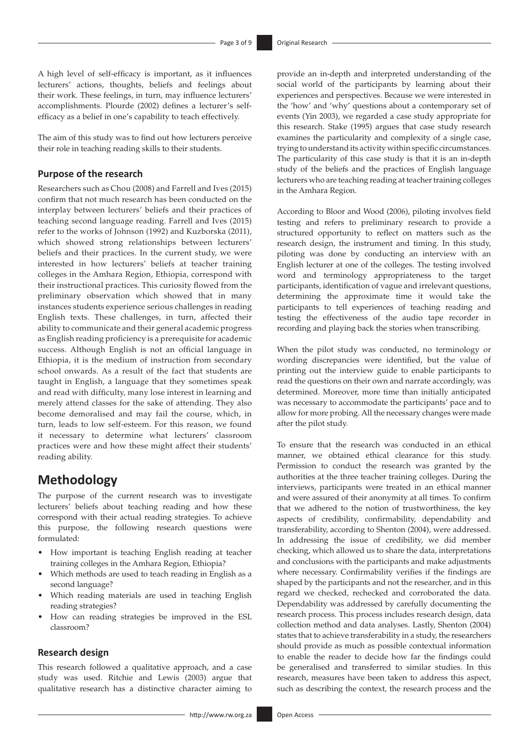A high level of self-efficacy is important, as it influences lecturers' actions, thoughts, beliefs and feelings about their work. These feelings, in turn, may influence lecturers' accomplishments. Plourde (2002) defines a lecturer's self-efficacy as a belief in one's capability to teach effectively.

The aim of this study was to find out how lecturers perceive their role in teaching reading skills to their students.

### Purpose of the research

Researchers such as Chou (2008) and Farrell and Ives (2015) confirm that not much research has been conducted on the interplay between lecturers' beliefs and their practices of teaching second language reading. Farrell and Ives (2015) refer to the works of Johnson (1992) and Kuzborska (2011), which showed strong relationships between lecturers' beliefs and their practices. In the current study, we were interested in how lecturers' beliefs at teacher training colleges in the Amhara Region, Ethiopia, correspond with their instructional practices. This curiosity flowed from the preliminary observation which showed that in many instances students experience serious challenges in reading English texts. These challenges, in turn, affected their ability to communicate and their general academic progress as English reading proficiency is a prerequisite for academic success. Although English is not an official language in Ethiopia, it is the medium of instruction from secondary school onwards. As a result of the fact that students are taught in English, a language that they sometimes speak and read with difficulty, many lose interest in learning and merely attend classes for the sake of attending. They also become demoralised and may fail the course, which, in turn, leads to low self-esteem. For this reason, we found it necessary to determine what lecturers' classroom practices were and how these might affect their students' reading ability.

## Methodology

The purpose of the current research was to investigate lecturers' beliefs about teaching reading and how these correspond with their actual reading strategies. To achieve this purpose, the following research questions were formulated:

- How important is teaching English reading at teacher training colleges in the Amhara Region, Ethiopia?
- Which methods are used to teach reading in English as a second language?
- Which reading materials are used in teaching English reading strategies?
- How can reading strategies be improved in the ESL classroom?

### Research design

This research followed a qualitative approach, and a case study was used. Ritchie and Lewis (2003) argue that qualitative research has a distinctive character aiming to provide an in-depth and interpreted understanding of the social world of the participants by learning about their experiences and perspectives. Because we were interested in the 'how' and 'why' questions about a contemporary set of events (Yin 2003), we regarded a case study appropriate for this research. Stake (1995) argues that case study research examines the particularity and complexity of a single case, trying to understand its activity within specific circumstances. The particularity of this case study is that it is an in-depth study of the beliefs and the practices of English language lecturers who are teaching reading at teacher training colleges in the Amhara Region.

According to Bloor and Wood (2006), piloting involves field testing and refers to preliminary research to provide a structured opportunity to reflect on matters such as the research design, the instrument and timing. In this study, piloting was done by conducting an interview with an English lecturer at one of the colleges. The testing involved word and terminology appropriateness to the target participants, identification of vague and irrelevant questions, determining the approximate time it would take the participants to tell experiences of teaching reading and testing the effectiveness of the audio tape recorder in recording and playing back the stories when transcribing.

When the pilot study was conducted, no terminology or wording discrepancies were identified, but the value of printing out the interview guide to enable participants to read the questions on their own and narrate accordingly, was determined. Moreover, more time than initially anticipated was necessary to accommodate the participants' pace and to allow for more probing. All the necessary changes were made after the pilot study.

To ensure that the research was conducted in an ethical manner, we obtained ethical clearance for this study. Permission to conduct the research was granted by the authorities at the three teacher training colleges. During the interviews, participants were treated in an ethical manner and were assured of their anonymity at all times. To confirm that we adhered to the notion of trustworthiness, the key aspects of credibility, confirmability, dependability and transferability, according to Shenton (2004), were addressed. In addressing the issue of credibility, we did member checking, which allowed us to share the data, interpretations and conclusions with the participants and make adjustments where necessary. Confirmability verifies if the findings are shaped by the participants and not the researcher, and in this regard we checked, rechecked and corroborated the data. Dependability was addressed by carefully documenting the research process. This process includes research design, data collection method and data analyses. Lastly, Shenton (2004) states that to achieve transferability in a study, the researchers should provide as much as possible contextual information to enable the reader to decide how far the findings could be generalised and transferred to similar studies. In this research, measures have been taken to address this aspect, such as describing the context, the research process and the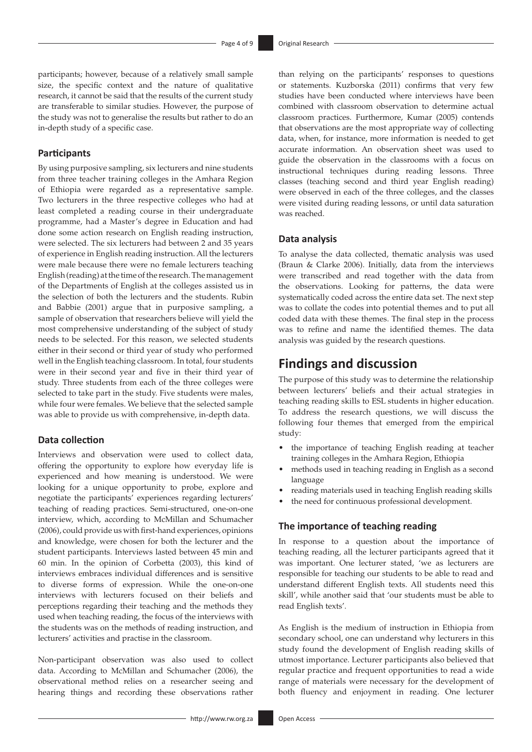participants; however, because of a relatively small sample size, the specific context and the nature of qualitative research, it cannot be said that the results of the current study are transferable to similar studies. However, the purpose of the study was not to generalise the results but rather to do an in-depth study of a specific case.

### Participants

By using purposive sampling, six lecturers and nine students from three teacher training colleges in the Amhara Region of Ethiopia were regarded as a representative sample. Two lecturers in the three respective colleges who had at least completed a reading course in their undergraduate programme, had a Master's degree in Education and had done some action research on English reading instruction, were selected. The six lecturers had between 2 and 35 years of experience in English reading instruction. All the lecturers were male because there were no female lecturers teaching English (reading) at the time of the research. The management of the Departments of English at the colleges assisted us in the selection of both the lecturers and the students. Rubin and Babbie (2001) argue that in purposive sampling, a sample of observation that researchers believe will yield the most comprehensive understanding of the subject of study needs to be selected. For this reason, we selected students either in their second or third year of study who performed well in the English teaching classroom. In total, four students were in their second year and five in their third year of study. Three students from each of the three colleges were selected to take part in the study. Five students were males, while four were females. We believe that the selected sample was able to provide us with comprehensive, in-depth data.

### Data collection

Interviews and observation were used to collect data, offering the opportunity to explore how everyday life is experienced and how meaning is understood. We were looking for a unique opportunity to probe, explore and negotiate the participants' experiences regarding lecturers' teaching of reading practices. Semi-structured, one-on-one interview, which, according to McMillan and Schumacher (2006), could provide us with first-hand experiences, opinions and knowledge, were chosen for both the lecturer and the student participants. Interviews lasted between 45 min and 60 min. In the opinion of Corbetta (2003), this kind of interviews embraces individual differences and is sensitive to diverse forms of expression. While the one-on-one interviews with lecturers focused on their beliefs and perceptions regarding their teaching and the methods they used when teaching reading, the focus of the interviews with the students was on the methods of reading instruction, and lecturers' activities and practise in the classroom.

Non-participant observation was also used to collect data. According to McMillan and Schumacher (2006), the observational method relies on a researcher seeing and hearing things and recording these observations rather than relying on the participants' responses to questions or statements. Kuzborska (2011) confirms that very few studies have been conducted where interviews have been combined with classroom observation to determine actual classroom practices. Furthermore, Kumar (2005) contends that observations are the most appropriate way of collecting data, when, for instance, more information is needed to get accurate information. An observation sheet was used to guide the observation in the classrooms with a focus on instructional techniques during reading lessons. Three classes (teaching second and third year English reading) were observed in each of the three colleges, and the classes were visited during reading lessons, or until data saturation was reached.

### Data analysis

To analyse the data collected, thematic analysis was used (Braun & Clarke 2006). Initially, data from the interviews were transcribed and read together with the data from the observations. Looking for patterns, the data were systematically coded across the entire data set. The next step was to collate the codes into potential themes and to put all coded data with these themes. The final step in the process was to refine and name the identified themes. The data analysis was guided by the research questions.

## Findings and discussion

The purpose of this study was to determine the relationship between lecturers' beliefs and their actual strategies in teaching reading skills to ESL students in higher education. To address the research questions, we will discuss the following four themes that emerged from the empirical study:

- the importance of teaching English reading at teacher training colleges in the Amhara Region, Ethiopia
- methods used in teaching reading in English as a second language
- reading materials used in teaching English reading skills
- the need for continuous professional development.

### The importance of teaching reading

In response to a question about the importance of teaching reading, all the lecturer participants agreed that it was important. One lecturer stated, 'we as lecturers are responsible for teaching our students to be able to read and understand different English texts. All students need this skill', while another said that 'our students must be able to read English texts'.

As English is the medium of instruction in Ethiopia from secondary school, one can understand why lecturers in this study found the development of English reading skills of utmost importance. Lecturer participants also believed that regular practice and frequent opportunities to read a wide range of materials were necessary for the development of both fluency and enjoyment in reading. One lecturer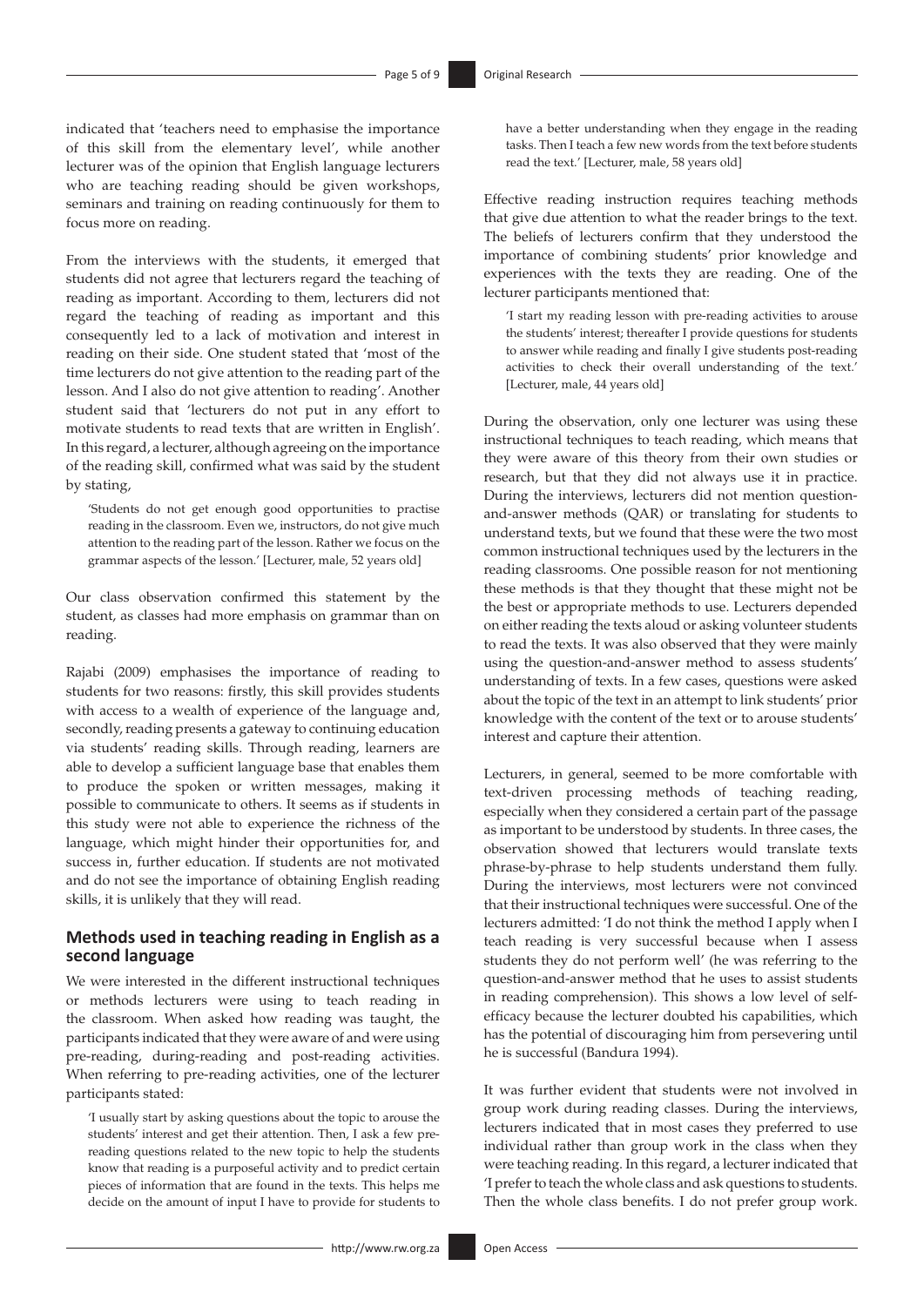indicated that 'teachers need to emphasise the importance of this skill from the elementary level', while another lecturer was of the opinion that English language lecturers who are teaching reading should be given workshops, seminars and training on reading continuously for them to focus more on reading.

From the interviews with the students, it emerged that students did not agree that lecturers regard the teaching of reading as important. According to them, lecturers did not regard the teaching of reading as important and this consequently led to a lack of motivation and interest in reading on their side. One student stated that 'most of the time lecturers do not give attention to the reading part of the lesson. And I also do not give attention to reading'. Another student said that 'lecturers do not put in any effort to motivate students to read texts that are written in English'. In this regard, a lecturer, although agreeing on the importance of the reading skill, confirmed what was said by the student by stating,

> 'Students do not get enough good opportunities to practise reading in the classroom. Even we, instructors, do not give much attention to the reading part of the lesson. Rather we focus on the grammar aspects of the lesson.' [Lecturer, male, 52 years old]

Our class observation confirmed this statement by the student, as classes had more emphasis on grammar than on reading.

Rajabi (2009) emphasises the importance of reading to students for two reasons: firstly, this skill provides students with access to a wealth of experience of the language and, secondly, reading presents a gateway to continuing education via students' reading skills. Through reading, learners are able to develop a sufficient language base that enables them to produce the spoken or written messages, making it possible to communicate to others. It seems as if students in this study were not able to experience the richness of the language, which might hinder their opportunities for, and success in, further education. If students are not motivated and do not see the importance of obtaining English reading skills, it is unlikely that they will read.

### Methods used in teaching reading in English as a second language

We were interested in the different instructional techniques or methods lecturers were using to teach reading in the classroom. When asked how reading was taught, the participants indicated that they were aware of and were using pre-reading, during-reading and post-reading activities. When referring to pre-reading activities, one of the lecturer participants stated:

> 'I usually start by asking questions about the topic to arouse the students' interest and get their attention. Then, I ask a few pre-reading questions related to the new topic to help the students know that reading is a purposeful activity and to predict certain pieces of information that are found in the texts. This helps me decide on the amount of input I have to provide for students to have a better understanding when they engage in the reading tasks. Then I teach a few new words from the text before students read the text.' [Lecturer, male, 58 years old]

Effective reading instruction requires teaching methods that give due attention to what the reader brings to the text. The beliefs of lecturers confirm that they understood the importance of combining students' prior knowledge and experiences with the texts they are reading. One of the lecturer participants mentioned that:

> 'I start my reading lesson with pre-reading activities to arouse the students' interest; thereafter I provide questions for students to answer while reading and finally I give students post-reading activities to check their overall understanding of the text.' [Lecturer, male, 44 years old]

During the observation, only one lecturer was using these instructional techniques to teach reading, which means that they were aware of this theory from their own studies or research, but that they did not always use it in practice. During the interviews, lecturers did not mention question-and-answer methods (QAR) or translating for students to understand texts, but we found that these were the two most common instructional techniques used by the lecturers in the reading classrooms. One possible reason for not mentioning these methods is that they thought that these might not be the best or appropriate methods to use. Lecturers depended on either reading the texts aloud or asking volunteer students to read the texts. It was also observed that they were mainly using the question-and-answer method to assess students' understanding of texts. In a few cases, questions were asked about the topic of the text in an attempt to link students' prior knowledge with the content of the text or to arouse students' interest and capture their attention.

Lecturers, in general, seemed to be more comfortable with text-driven processing methods of teaching reading, especially when they considered a certain part of the passage as important to be understood by students. In three cases, the observation showed that lecturers would translate texts phrase-by-phrase to help students understand them fully. During the interviews, most lecturers were not convinced that their instructional techniques were successful. One of the lecturers admitted: 'I do not think the method I apply when I teach reading is very successful because when I assess students they do not perform well' (he was referring to the question-and-answer method that he uses to assist students in reading comprehension). This shows a low level of self-efficacy because the lecturer doubted his capabilities, which has the potential of discouraging him from persevering until he is successful (Bandura 1994).

It was further evident that students were not involved in group work during reading classes. During the interviews, lecturers indicated that in most cases they preferred to use individual rather than group work in the class when they were teaching reading. In this regard, a lecturer indicated that 'I prefer to teach the whole class and ask questions to students. Then the whole class benefits. I do not prefer group work.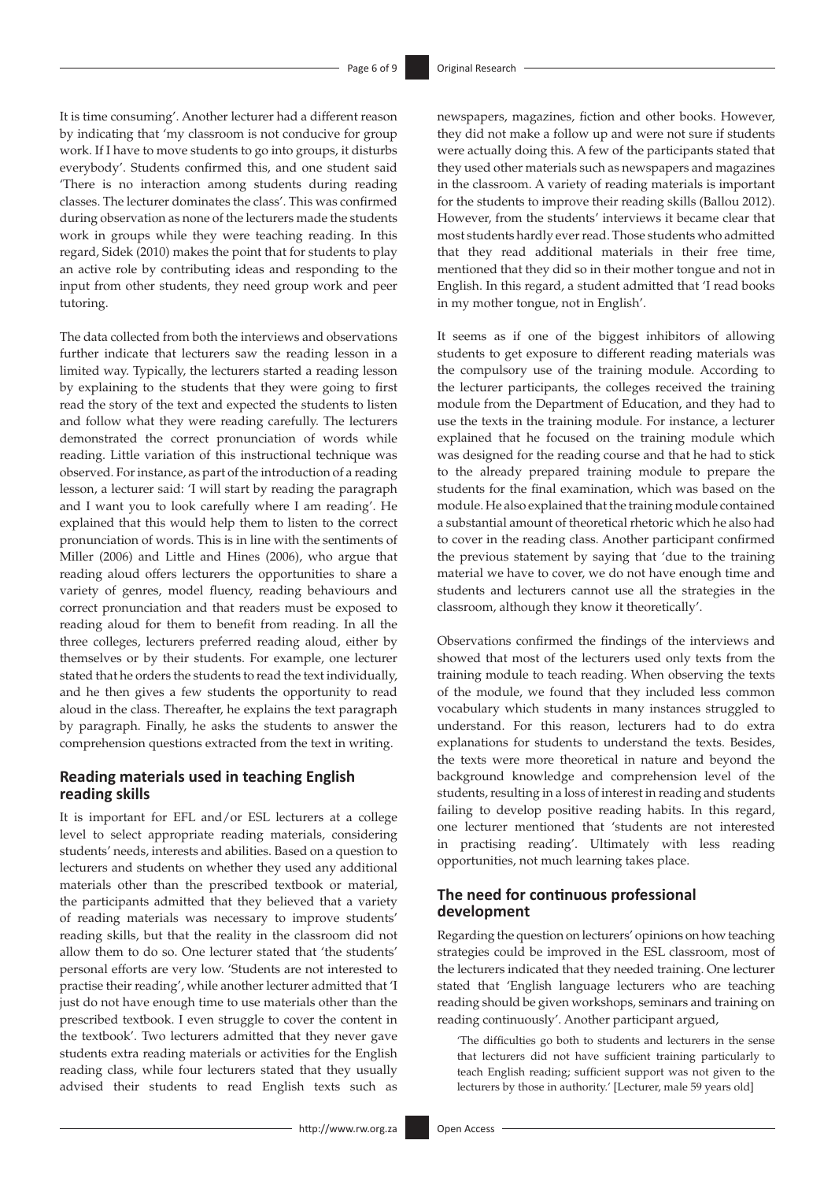It is time consuming'. Another lecturer had a different reason by indicating that 'my classroom is not conducive for group work. If I have to move students to go into groups, it disturbs everybody'. Students confirmed this, and one student said 'There is no interaction among students during reading classes. The lecturer dominates the class'. This was confirmed during observation as none of the lecturers made the students work in groups while they were teaching reading. In this regard, Sidek (2010) makes the point that for students to play an active role by contributing ideas and responding to the input from other students, they need group work and peer tutoring.

The data collected from both the interviews and observations further indicate that lecturers saw the reading lesson in a limited way. Typically, the lecturers started a reading lesson by explaining to the students that they were going to first read the story of the text and expected the students to listen and follow what they were reading carefully. The lecturers demonstrated the correct pronunciation of words while reading. Little variation of this instructional technique was observed. For instance, as part of the introduction of a reading lesson, a lecturer said: 'I will start by reading the paragraph and I want you to look carefully where I am reading'. He explained that this would help them to listen to the correct pronunciation of words. This is in line with the sentiments of Miller (2006) and Little and Hines (2006), who argue that reading aloud offers lecturers the opportunities to share a variety of genres, model fluency, reading behaviours and correct pronunciation and that readers must be exposed to reading aloud for them to benefit from reading. In all the three colleges, lecturers preferred reading aloud, either by themselves or by their students. For example, one lecturer stated that he orders the students to read the text individually, and he then gives a few students the opportunity to read aloud in the class. Thereafter, he explains the text paragraph by paragraph. Finally, he asks the students to answer the comprehension questions extracted from the text in writing.

### Reading materials used in teaching English reading skills

It is important for EFL and/or ESL lecturers at a college level to select appropriate reading materials, considering students' needs, interests and abilities. Based on a question to lecturers and students on whether they used any additional materials other than the prescribed textbook or material, the participants admitted that they believed that a variety of reading materials was necessary to improve students' reading skills, but that the reality in the classroom did not allow them to do so. One lecturer stated that 'the students' personal efforts are very low. 'Students are not interested to practise their reading', while another lecturer admitted that 'I just do not have enough time to use materials other than the prescribed textbook. I even struggle to cover the content in the textbook'. Two lecturers admitted that they never gave students extra reading materials or activities for the English reading class, while four lecturers stated that they usually advised their students to read English texts such as newspapers, magazines, fiction and other books. However, they did not make a follow up and were not sure if students were actually doing this. A few of the participants stated that they used other materials such as newspapers and magazines in the classroom. A variety of reading materials is important for the students to improve their reading skills (Ballou 2012). However, from the students' interviews it became clear that most students hardly ever read. Those students who admitted that they read additional materials in their free time, mentioned that they did so in their mother tongue and not in English. In this regard, a student admitted that 'I read books in my mother tongue, not in English'.

It seems as if one of the biggest inhibitors of allowing students to get exposure to different reading materials was the compulsory use of the training module. According to the lecturer participants, the colleges received the training module from the Department of Education, and they had to use the texts in the training module. For instance, a lecturer explained that he focused on the training module which was designed for the reading course and that he had to stick to the already prepared training module to prepare the students for the final examination, which was based on the module. He also explained that the training module contained a substantial amount of theoretical rhetoric which he also had to cover in the reading class. Another participant confirmed the previous statement by saying that 'due to the training material we have to cover, we do not have enough time and students and lecturers cannot use all the strategies in the classroom, although they know it theoretically'.

Observations confirmed the findings of the interviews and showed that most of the lecturers used only texts from the training module to teach reading. When observing the texts of the module, we found that they included less common vocabulary which students in many instances struggled to understand. For this reason, lecturers had to do extra explanations for students to understand the texts. Besides, the texts were more theoretical in nature and beyond the background knowledge and comprehension level of the students, resulting in a loss of interest in reading and students failing to develop positive reading habits. In this regard, one lecturer mentioned that 'students are not interested in practising reading'. Ultimately with less reading opportunities, not much learning takes place.

### The need for continuous professional development

Regarding the question on lecturers' opinions on how teaching strategies could be improved in the ESL classroom, most of the lecturers indicated that they needed training. One lecturer stated that 'English language lecturers who are teaching reading should be given workshops, seminars and training on reading continuously'. Another participant argued,

> 'The difficulties go both to students and lecturers in the sense that lecturers did not have sufficient training particularly to teach English reading; sufficient support was not given to the lecturers by those in authority.' [Lecturer, male 59 years old]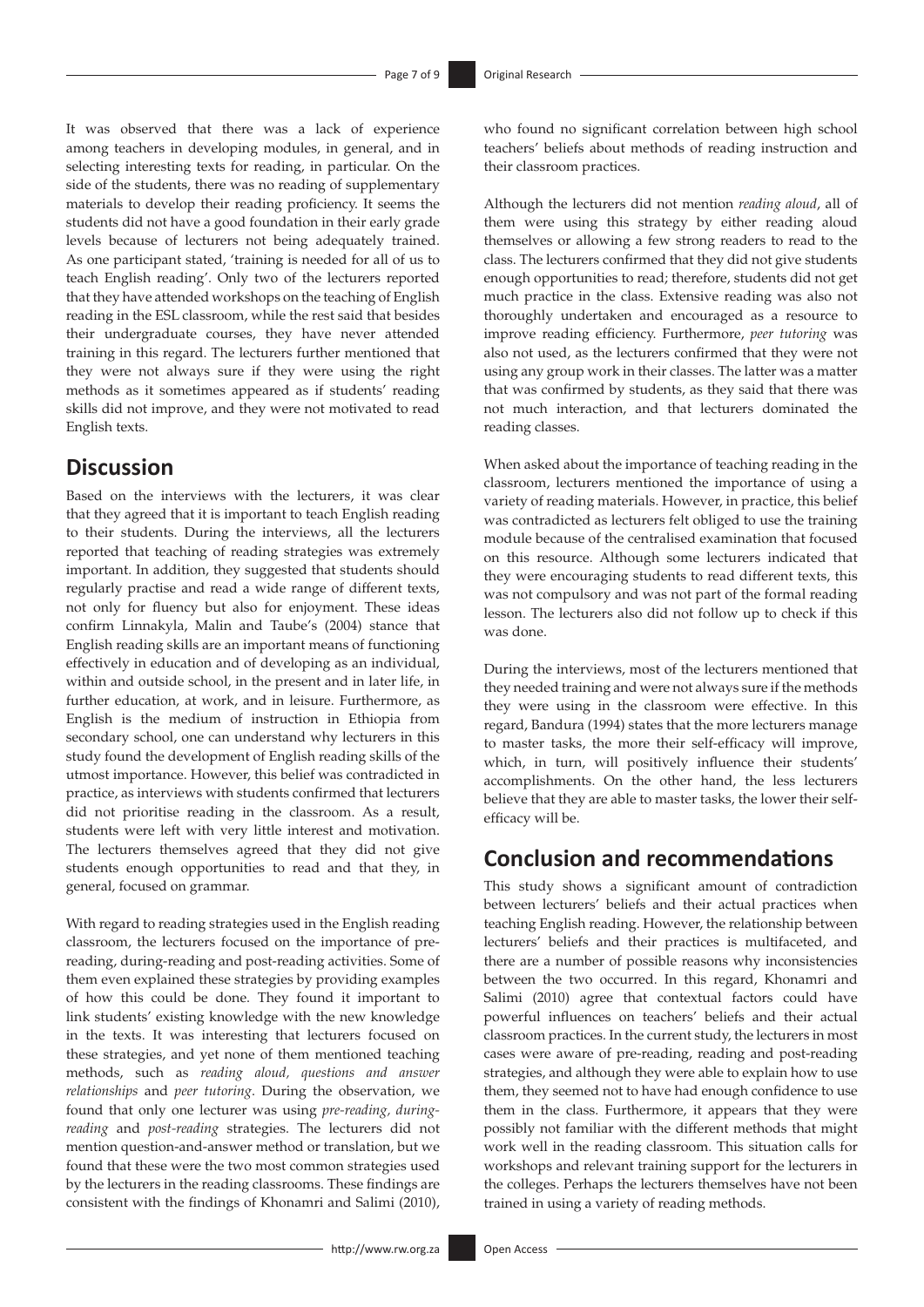It was observed that there was a lack of experience among teachers in developing modules, in general, and in selecting interesting texts for reading, in particular. On the side of the students, there was no reading of supplementary materials to develop their reading proficiency. It seems the students did not have a good foundation in their early grade levels because of lecturers not being adequately trained. As one participant stated, 'training is needed for all of us to teach English reading'. Only two of the lecturers reported that they have attended workshops on the teaching of English reading in the ESL classroom, while the rest said that besides their undergraduate courses, they have never attended training in this regard. The lecturers further mentioned that they were not always sure if they were using the right methods as it sometimes appeared as if students' reading skills did not improve, and they were not motivated to read English texts.

## Discussion

Based on the interviews with the lecturers, it was clear that they agreed that it is important to teach English reading to their students. During the interviews, all the lecturers reported that teaching of reading strategies was extremely important. In addition, they suggested that students should regularly practise and read a wide range of different texts, not only for fluency but also for enjoyment. These ideas confirm Linnakyla, Malin and Taube's (2004) stance that English reading skills are an important means of functioning effectively in education and of developing as an individual, within and outside school, in the present and in later life, in further education, at work, and in leisure. Furthermore, as English is the medium of instruction in Ethiopia from secondary school, one can understand why lecturers in this study found the development of English reading skills of the utmost importance. However, this belief was contradicted in practice, as interviews with students confirmed that lecturers did not prioritise reading in the classroom. As a result, students were left with very little interest and motivation. The lecturers themselves agreed that they did not give students enough opportunities to read and that they, in general, focused on grammar.

With regard to reading strategies used in the English reading classroom, the lecturers focused on the importance of pre-reading, during-reading and post-reading activities. Some of them even explained these strategies by providing examples of how this could be done. They found it important to link students' existing knowledge with the new knowledge in the texts. It was interesting that lecturers focused on these strategies, and yet none of them mentioned teaching methods, such as *reading aloud, questions and answer relationships* and *peer tutoring*. During the observation, we found that only one lecturer was using *pre-reading, during-reading* and *post-reading* strategies. The lecturers did not mention question-and-answer method or translation, but we found that these were the two most common strategies used by the lecturers in the reading classrooms. These findings are consistent with the findings of Khonamri and Salimi (2010), who found no significant correlation between high school teachers' beliefs about methods of reading instruction and their classroom practices.

Although the lecturers did not mention *reading aloud*, all of them were using this strategy by either reading aloud themselves or allowing a few strong readers to read to the class. The lecturers confirmed that they did not give students enough opportunities to read; therefore, students did not get much practice in the class. Extensive reading was also not thoroughly undertaken and encouraged as a resource to improve reading efficiency. Furthermore, *peer tutoring* was also not used, as the lecturers confirmed that they were not using any group work in their classes. The latter was a matter that was confirmed by students, as they said that there was not much interaction, and that lecturers dominated the reading classes.

When asked about the importance of teaching reading in the classroom, lecturers mentioned the importance of using a variety of reading materials. However, in practice, this belief was contradicted as lecturers felt obliged to use the training module because of the centralised examination that focused on this resource. Although some lecturers indicated that they were encouraging students to read different texts, this was not compulsory and was not part of the formal reading lesson. The lecturers also did not follow up to check if this was done.

During the interviews, most of the lecturers mentioned that they needed training and were not always sure if the methods they were using in the classroom were effective. In this regard, Bandura (1994) states that the more lecturers manage to master tasks, the more their self-efficacy will improve, which, in turn, will positively influence their students' accomplishments. On the other hand, the less lecturers believe that they are able to master tasks, the lower their self-efficacy will be.

## Conclusion and recommendations

This study shows a significant amount of contradiction between lecturers' beliefs and their actual practices when teaching English reading. However, the relationship between lecturers' beliefs and their practices is multifaceted, and there are a number of possible reasons why inconsistencies between the two occurred. In this regard, Khonamri and Salimi (2010) agree that contextual factors could have powerful influences on teachers' beliefs and their actual classroom practices. In the current study, the lecturers in most cases were aware of pre-reading, reading and post-reading strategies, and although they were able to explain how to use them, they seemed not to have had enough confidence to use them in the class. Furthermore, it appears that they were possibly not familiar with the different methods that might work well in the reading classroom. This situation calls for workshops and relevant training support for the lecturers in the colleges. Perhaps the lecturers themselves have not been trained in using a variety of reading methods.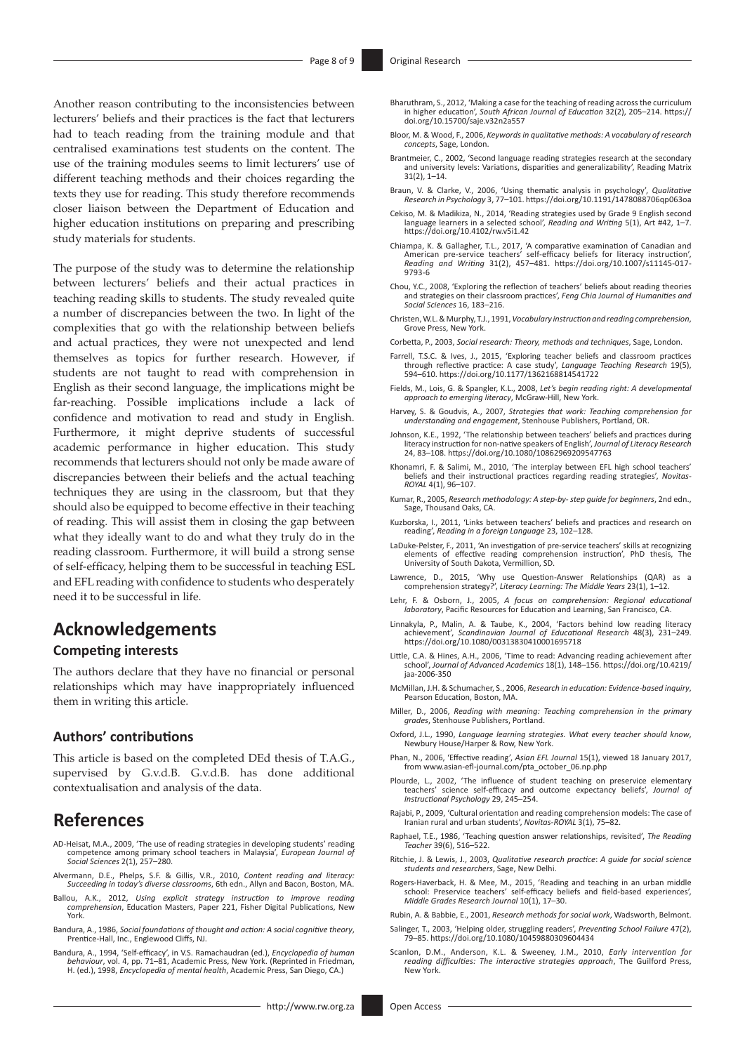Another reason contributing to the inconsistencies between lecturers' beliefs and their practices is the fact that lecturers had to teach reading from the training module and that centralised examinations test students on the content. The use of the training modules seems to limit lecturers' use of different teaching methods and their choices regarding the texts they use for reading. This study therefore recommends closer liaison between the Department of Education and higher education institutions on preparing and prescribing study materials for students.

The purpose of the study was to determine the relationship between lecturers' beliefs and their actual practices in teaching reading skills to students. The study revealed quite a number of discrepancies between the two. In light of the complexities that go with the relationship between beliefs and actual practices, they were not unexpected and lend themselves as topics for further research. However, if students are not taught to read with comprehension in English as their second language, the implications might be far-reaching. Possible implications include a lack of confidence and motivation to read and study in English. Furthermore, it might deprive students of successful academic performance in higher education. This study recommends that lecturers should not only be made aware of discrepancies between their beliefs and the actual teaching techniques they are using in the classroom, but that they should also be equipped to become effective in their teaching of reading. This will assist them in closing the gap between what they ideally want to do and what they truly do in the reading classroom. Furthermore, it will build a strong sense of self-efficacy, helping them to be successful in teaching ESL and EFL reading with confidence to students who desperately need it to be successful in life.

# Acknowledgements

## Competing interests

The authors declare that they have no financial or personal relationships which may have inappropriately influenced them in writing this article.

## Authors' contributions

This article is based on the completed DEd thesis of T.A.G., supervised by G.v.d.B. G.v.d.B. has done additional contextualisation and analysis of the data.

# References

AD-Heisat, M.A., 2009, 'The use of reading strategies in developing students' reading competence among primary school teachers in Malaysia', *European Journal of Social Sciences* 2(1), 257–280.

Alvermann, D.E., Phelps, S.F. & Gillis, V.R., 2010, *Content reading and literacy: Succeeding in today's diverse classrooms*, 6th edn., Allyn and Bacon, Boston, MA.

Ballou, A.K., 2012, *Using explicit strategy instruction to improve reading comprehension*, Education Masters, Paper 221, Fisher Digital Publications, New York.

Bandura, A., 1986, *Social foundations of thought and action: A social cognitive theory*, Prentice-Hall, Inc., Englewood Cliffs, NJ.

Bandura, A., 1994, 'Self-efficacy', in V.S. Ramachaudran (ed.), *Encyclopedia of human behaviour*, vol. 4, pp. 71–81, Academic Press, New York. (Reprinted in Friedman, H. (ed.), 1998, *Encyclopedia of mental health*, Academic Press, San Diego, CA.)

Bharuthram, S., 2012, 'Making a case for the teaching of reading across the curriculum in higher education', *South African Journal of Education* 32(2), 205–214. https://doi.org/10.15700/saje.v32n2a557

Bloor, M. & Wood, F., 2006, *Keywords in qualitative methods: A vocabulary of research concepts*, Sage, London.

Brantmeier, C., 2002, 'Second language reading strategies research at the secondary and university levels: Variations, disparities and generalizability', Reading Matrix 31(2), 1–14.

Braun, V. & Clarke, V., 2006, 'Using thematic analysis in psychology', *Qualitative Research in Psychology* 3, 77–101. https://doi.org/10.1191/1478088706qp063oa

Cekiso, M. & Madikiza, N., 2014, 'Reading strategies used by Grade 9 English second language learners in a selected school', *Reading and Writing* 5(1), Art #42, 1–7. https://doi.org/10.4102/rw.v5i1.42

Chiampa, K. & Gallagher, T.L., 2017, 'A comparative examination of Canadian and American pre-service teachers' self-efficacy beliefs for literacy instruction', *Reading and Writing* 31(2), 457–481. https://doi.org/10.1007/s11145-017-9793-6

Chou, Y.C., 2008, 'Exploring the reflection of teachers' beliefs about reading theories and strategies on their classroom practices', *Feng Chia Journal of Humanities and Social Sciences* 16, 183–216.

Christen, W.L. & Murphy, T.J., 1991, *Vocabulary instruction and reading comprehension*, Grove Press, New York.

Corbetta, P., 2003, *Social research: Theory, methods and techniques*, Sage, London.

Farrell, T.S.C. & Ives, J., 2015, 'Exploring teacher beliefs and classroom practices through reflective practice: A case study', *Language Teaching Research* 19(5), 594–610. https://doi.org/10.1177/1362168814541722

Fields, M., Lois, G. & Spangler, K.L., 2008, *Let's begin reading right: A developmental approach to emerging literacy*, McGraw-Hill, New York.

Harvey, S. & Goudvis, A., 2007, *Strategies that work: Teaching comprehension for understanding and engagement*, Stenhouse Publishers, Portland, OR.

Johnson, K.E., 1992, 'The relationship between teachers' beliefs and practices during literacy instruction for non-native speakers of English', *Journal of Literacy Research* 24, 83–108. https://doi.org/10.1080/10862969209547763

Khonamri, F. & Salimi, M., 2010, 'The interplay between EFL high school teachers' beliefs and their instructional practices regarding reading strategies', *Novitas-ROYAL* 4(1), 96–107.

Kumar, R., 2005, *Research methodology: A step-by- step guide for beginners*, 2nd edn., Sage, Thousand Oaks, CA.

Kuzborska, I., 2011, 'Links between teachers' beliefs and practices and research on reading', *Reading in a foreign Language* 23, 102–128.

LaDuke-Pelster, F., 2011, 'An investigation of pre-service teachers' skills at recognizing elements of effective reading comprehension instruction', PhD thesis, The University of South Dakota, Vermillion, SD.

Lawrence, D., 2015, 'Why use Question-Answer Relationships (QAR) as a comprehension strategy?', *Literacy Learning: The Middle Years* 23(1), 1–12.

Lehr, F. & Osborn, J., 2005, *A focus on comprehension: Regional educational laboratory*, Pacific Resources for Education and Learning, San Francisco, CA.

Linnakyla, P., Malin, A. & Taube, K., 2004, 'Factors behind low reading literacy achievement', *Scandinavian Journal of Educational Research* 48(3), 231–249. https://doi.org/10.1080/00313830410001695718

Little, C.A. & Hines, A.H., 2006, 'Time to read: Advancing reading achievement after school', *Journal of Advanced Academics* 18(1), 148–156. https://doi.org/10.4219/jaa-2006-350

McMillan, J.H. & Schumacher, S., 2006, *Research in education: Evidence-based inquiry*, Pearson Education, Boston, MA.

Miller, D., 2006, *Reading with meaning: Teaching comprehension in the primary grades*, Stenhouse Publishers, Portland.

Oxford, J.L., 1990, *Language learning strategies. What every teacher should know*, Newbury House/Harper & Row, New York.

Phan, N., 2006, 'Effective reading', *Asian EFL Journal* 15(1), viewed 18 January 2017, from www.asian-efl-journal.com/pta_october_06.np.php

Plourde, L., 2002, 'The influence of student teaching on preservice elementary teachers' science self-efficacy and outcome expectancy beliefs', *Journal of Instructional Psychology* 29, 245–254.

Rajabi, P., 2009, 'Cultural orientation and reading comprehension models: The case of Iranian rural and urban students', *Novitas-ROYAL* 3(1), 75–82.

Raphael, T.E., 1986, 'Teaching question answer relationships, revisited', *The Reading Teacher* 39(6), 516–522.

Ritchie, J. & Lewis, J., 2003, *Qualitative research practice: A guide for social science students and researchers*, Sage, New Delhi.

Rogers-Haverback, H. & Mee, M., 2015, 'Reading and teaching in an urban middle school: Preservice teachers' self-efficacy beliefs and field-based experiences', *Middle Grades Research Journal* 10(1), 17–30.

Rubin, A. & Babbie, E., 2001, *Research methods for social work*, Wadsworth, Belmont.

Salinger, T., 2003, 'Helping older, struggling readers', *Preventing School Failure* 47(2), 79–85. https://doi.org/10.1080/10459880309604434

Scanlon, D.M., Anderson, K.L. & Sweeney, J.M., 2010, *Early intervention for reading difficulties: The interactive strategies approach*, The Guilford Press, New York.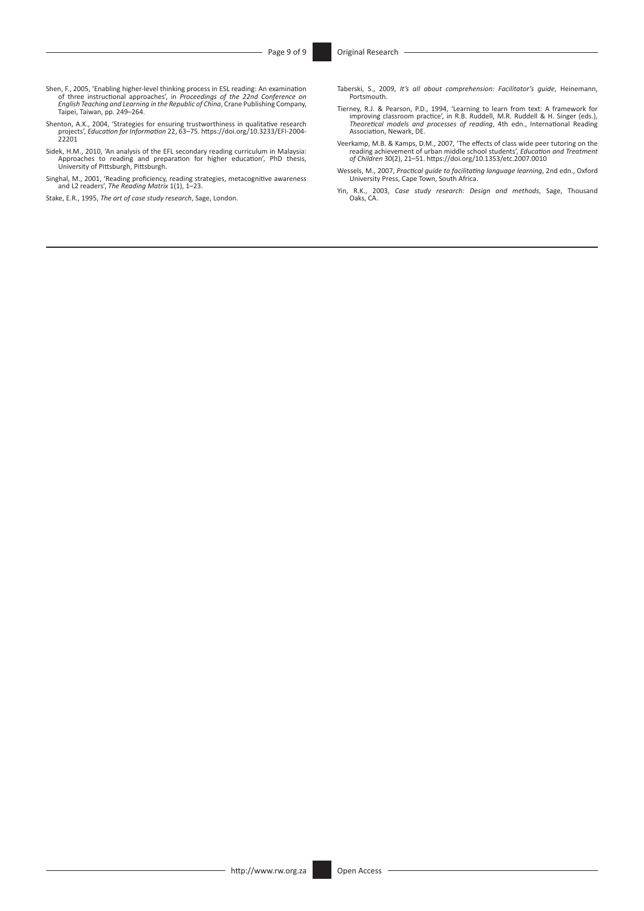Shen, F., 2005, 'Enabling higher-level thinking process in ESL reading: An examination of three instructional approaches', in *Proceedings of the 22nd Conference on English Teaching and Learning in the Republic of China*, Crane Publishing Company, Taipei, Taiwan, pp. 249–264.

Shenton, A.K., 2004, 'Strategies for ensuring trustworthiness in qualitative research projects', *Education for Information* 22, 63–75. https://doi.org/10.3233/EFI-2004-22201

Sidek, H.M., 2010, 'An analysis of the EFL secondary reading curriculum in Malaysia: Approaches to reading and preparation for higher education', PhD thesis, University of Pittsburgh, Pittsburgh.

Singhal, M., 2001, 'Reading proficiency, reading strategies, metacognitive awareness and L2 readers', *The Reading Matrix* 1(1), 1–23.

Stake, E.R., 1995, *The art of case study research*, Sage, London.

Taberski, S., 2009, *It's all about comprehension: Facilitator's guide*, Heinemann, Portsmouth.

Tierney, R.J. & Pearson, P.D., 1994, 'Learning to learn from text: A framework for improving classroom practice', in R.B. Ruddell, M.R. Ruddell & H. Singer (eds.), *Theoretical models and processes of reading*, 4th edn., International Reading Association, Newark, DE.

Veerkamp, M.B. & Kamps, D.M., 2007, 'The effects of class wide peer tutoring on the reading achievement of urban middle school students', *Education and Treatment of Children* 30(2), 21–51. https://doi.org/10.1353/etc.2007.0010

Wessels, M., 2007, *Practical guide to facilitating language learning*, 2nd edn., Oxford University Press, Cape Town, South Africa.

Yin, R.K., 2003, *Case study research: Design and methods*, Sage, Thousand Oaks, CA.